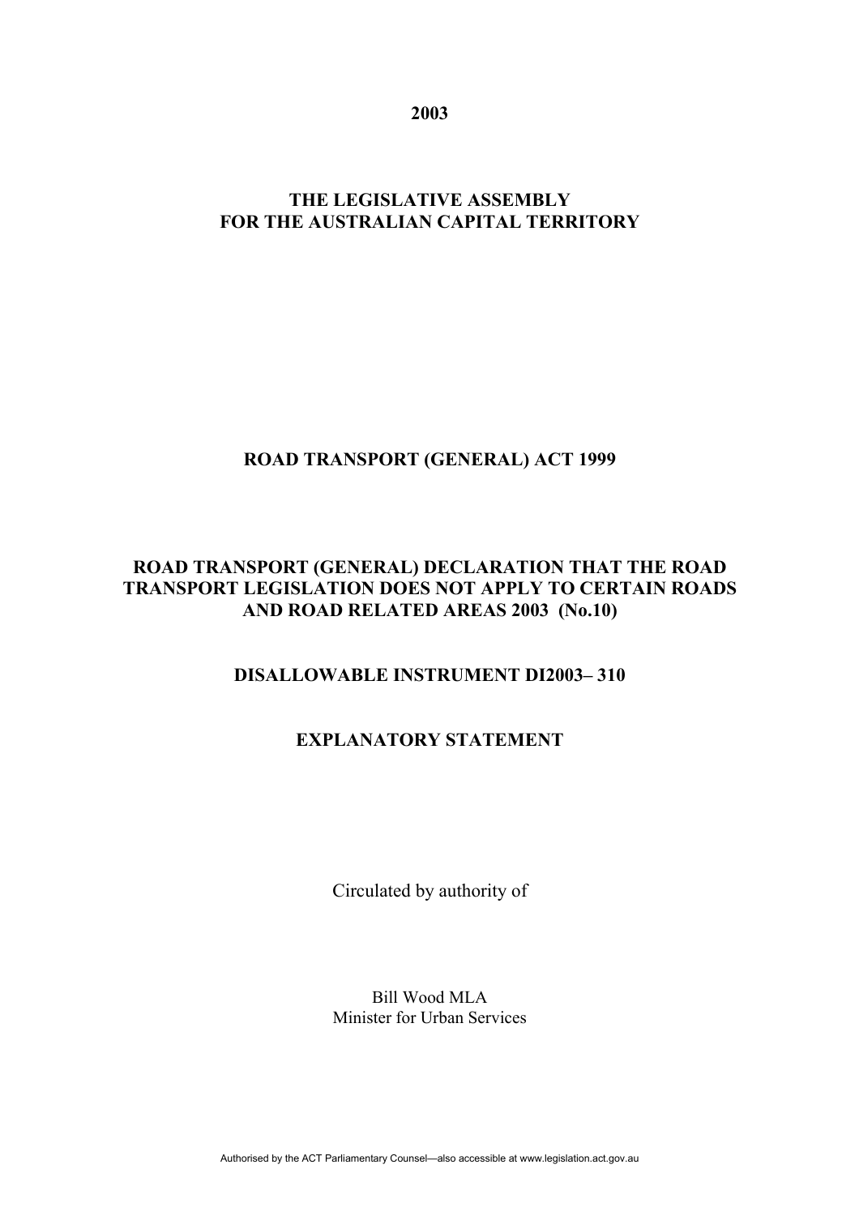**2003**

**THE LEGISLATIVE ASSEMBLY FOR THE AUSTRALIAN CAPITAL TERRITORY**

**ROAD TRANSPORT (GENERAL) ACT 1999**

**ROAD TRANSPORT (GENERAL) DECLARATION THAT THE ROAD TRANSPORT LEGISLATION DOES NOT APPLY TO CERTAIN ROADS AND ROAD RELATED AREAS 2003 (No.10)**

**DISALLOWABLE INSTRUMENT DI2003– 310**

**EXPLANATORY STATEMENT**

Circulated by authority of

Bill Wood MLA
Minister for Urban Services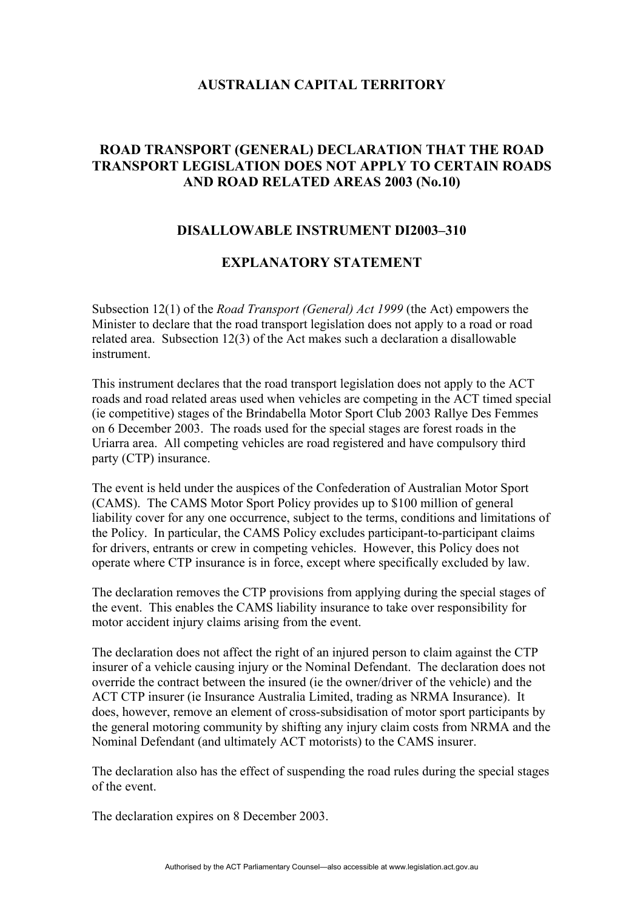# AUSTRALIAN CAPITAL TERRITORY

## ROAD TRANSPORT (GENERAL) DECLARATION THAT THE ROAD TRANSPORT LEGISLATION DOES NOT APPLY TO CERTAIN ROADS AND ROAD RELATED AREAS 2003 (No.10)

## DISALLOWABLE INSTRUMENT DI2003–310

## EXPLANATORY STATEMENT

Subsection 12(1) of the *Road Transport (General) Act 1999* (the Act) empowers the Minister to declare that the road transport legislation does not apply to a road or road related area. Subsection 12(3) of the Act makes such a declaration a disallowable instrument.

This instrument declares that the road transport legislation does not apply to the ACT roads and road related areas used when vehicles are competing in the ACT timed special (ie competitive) stages of the Brindabella Motor Sport Club 2003 Rallye Des Femmes on 6 December 2003. The roads used for the special stages are forest roads in the Uriarra area. All competing vehicles are road registered and have compulsory third party (CTP) insurance.

The event is held under the auspices of the Confederation of Australian Motor Sport (CAMS). The CAMS Motor Sport Policy provides up to $100 million of general liability cover for any one occurrence, subject to the terms, conditions and limitations of the Policy. In particular, the CAMS Policy excludes participant-to-participant claims for drivers, entrants or crew in competing vehicles. However, this Policy does not operate where CTP insurance is in force, except where specifically excluded by law.

The declaration removes the CTP provisions from applying during the special stages of the event. This enables the CAMS liability insurance to take over responsibility for motor accident injury claims arising from the event.

The declaration does not affect the right of an injured person to claim against the CTP insurer of a vehicle causing injury or the Nominal Defendant. The declaration does not override the contract between the insured (ie the owner/driver of the vehicle) and the ACT CTP insurer (ie Insurance Australia Limited, trading as NRMA Insurance). It does, however, remove an element of cross-subsidisation of motor sport participants by the general motoring community by shifting any injury claim costs from NRMA and the Nominal Defendant (and ultimately ACT motorists) to the CAMS insurer.

The declaration also has the effect of suspending the road rules during the special stages of the event.

The declaration expires on 8 December 2003.